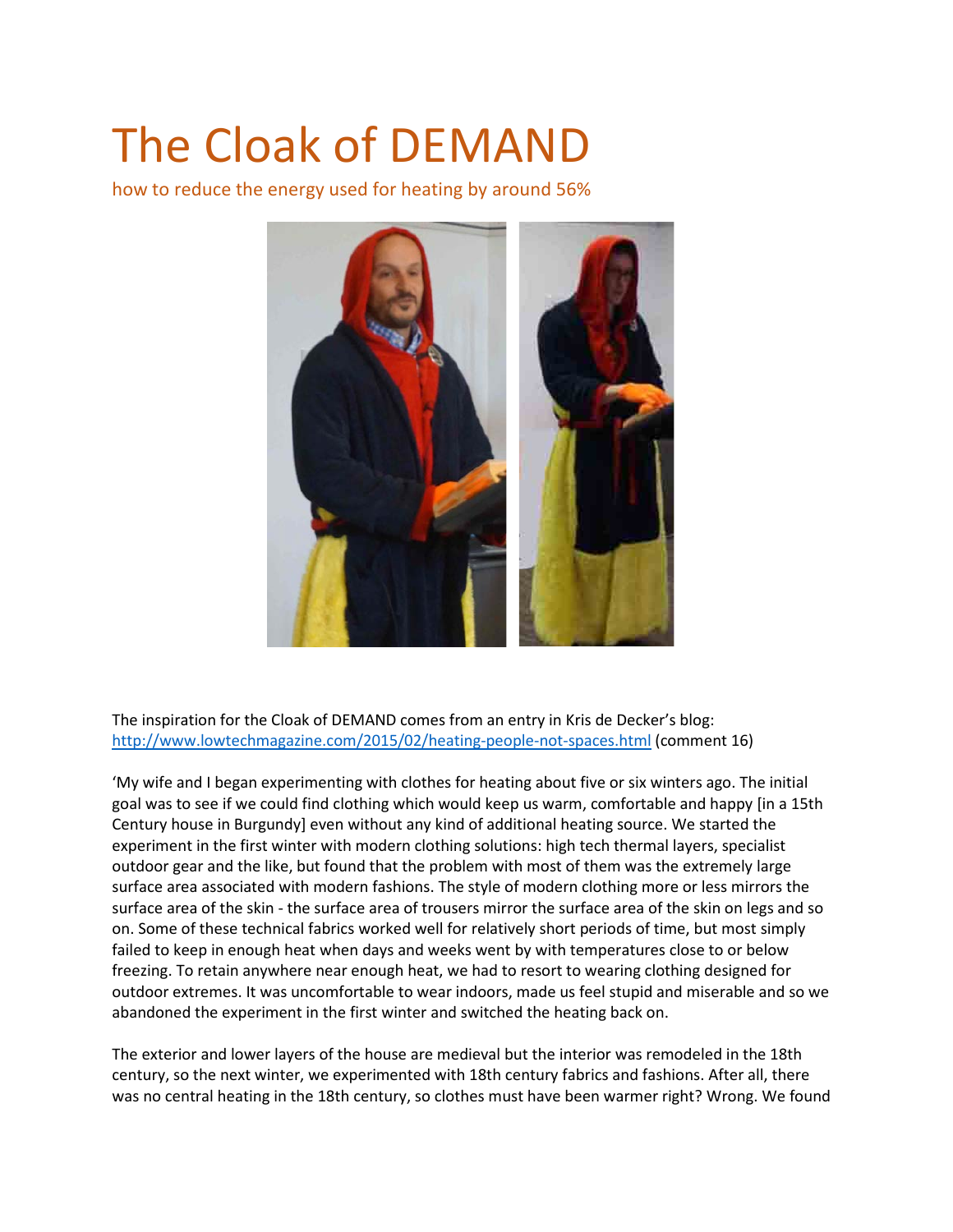# The Cloak of DEMAND

how to reduce the energy used for heating by around 56%

The inspiration for the Cloak of DEMAND comes from an entry in Kris de Decker's blog: [http://www.lowtechmagazine.com/2015/02/heating-people-not-spaces.html](http://www.lowtechmagazine.com/2015/02/heating-people-not-spaces.html) (comment 16)

'My wife and I began experimenting with clothes for heating about five or six winters ago. The initial goal was to see if we could find clothing which would keep us warm, comfortable and happy [in a 15th Century house in Burgundy] even without any kind of additional heating source. We started the experiment in the first winter with modern clothing solutions: high tech thermal layers, specialist outdoor gear and the like, but found that the problem with most of them was the extremely large surface area associated with modern fashions. The style of modern clothing more or less mirrors the surface area of the skin - the surface area of trousers mirror the surface area of the skin on legs and so on. Some of these technical fabrics worked well for relatively short periods of time, but most simply failed to keep in enough heat when days and weeks went by with temperatures close to or below freezing. To retain anywhere near enough heat, we had to resort to wearing clothing designed for outdoor extremes. It was uncomfortable to wear indoors, made us feel stupid and miserable and so we abandoned the experiment in the first winter and switched the heating back on.

The exterior and lower layers of the house are medieval but the interior was remodeled in the 18th century, so the next winter, we experimented with 18th century fabrics and fashions. After all, there was no central heating in the 18th century, so clothes must have been warmer right? Wrong. We found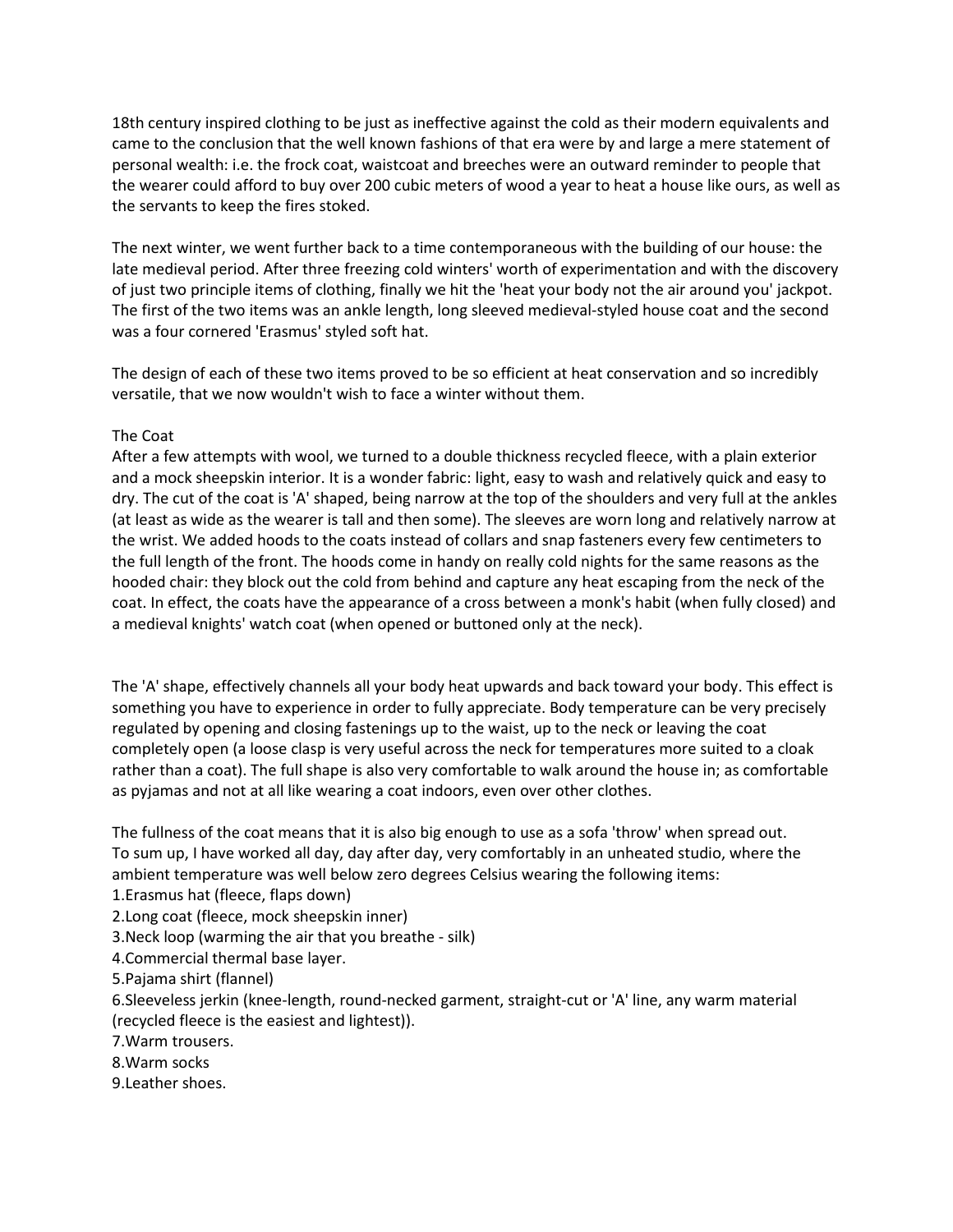18th century inspired clothing to be just as ineffective against the cold as their modern equivalents and came to the conclusion that the well known fashions of that era were by and large a mere statement of personal wealth: i.e. the frock coat, waistcoat and breeches were an outward reminder to people that the wearer could afford to buy over 200 cubic meters of wood a year to heat a house like ours, as well as the servants to keep the fires stoked.

The next winter, we went further back to a time contemporaneous with the building of our house: the late medieval period. After three freezing cold winters' worth of experimentation and with the discovery of just two principle items of clothing, finally we hit the 'heat your body not the air around you' jackpot. The first of the two items was an ankle length, long sleeved medieval-styled house coat and the second was a four cornered 'Erasmus' styled soft hat.

The design of each of these two items proved to be so efficient at heat conservation and so incredibly versatile, that we now wouldn't wish to face a winter without them.

The Coat

After a few attempts with wool, we turned to a double thickness recycled fleece, with a plain exterior and a mock sheepskin interior. It is a wonder fabric: light, easy to wash and relatively quick and easy to dry. The cut of the coat is 'A' shaped, being narrow at the top of the shoulders and very full at the ankles (at least as wide as the wearer is tall and then some). The sleeves are worn long and relatively narrow at the wrist. We added hoods to the coats instead of collars and snap fasteners every few centimeters to the full length of the front. The hoods come in handy on really cold nights for the same reasons as the hooded chair: they block out the cold from behind and capture any heat escaping from the neck of the coat. In effect, the coats have the appearance of a cross between a monk's habit (when fully closed) and a medieval knights' watch coat (when opened or buttoned only at the neck).

The 'A' shape, effectively channels all your body heat upwards and back toward your body. This effect is something you have to experience in order to fully appreciate. Body temperature can be very precisely regulated by opening and closing fastenings up to the waist, up to the neck or leaving the coat completely open (a loose clasp is very useful across the neck for temperatures more suited to a cloak rather than a coat). The full shape is also very comfortable to walk around the house in; as comfortable as pyjamas and not at all like wearing a coat indoors, even over other clothes.

The fullness of the coat means that it is also big enough to use as a sofa 'throw' when spread out.
To sum up, I have worked all day, day after day, very comfortably in an unheated studio, where the ambient temperature was well below zero degrees Celsius wearing the following items:

1. Erasmus hat (fleece, flaps down)
2. Long coat (fleece, mock sheepskin inner)
3. Neck loop (warming the air that you breathe - silk)
4. Commercial thermal base layer.
5. Pajama shirt (flannel)
6. Sleeveless jerkin (knee-length, round-necked garment, straight-cut or 'A' line, any warm material (recycled fleece is the easiest and lightest)).
7. Warm trousers.
8. Warm socks
9. Leather shoes.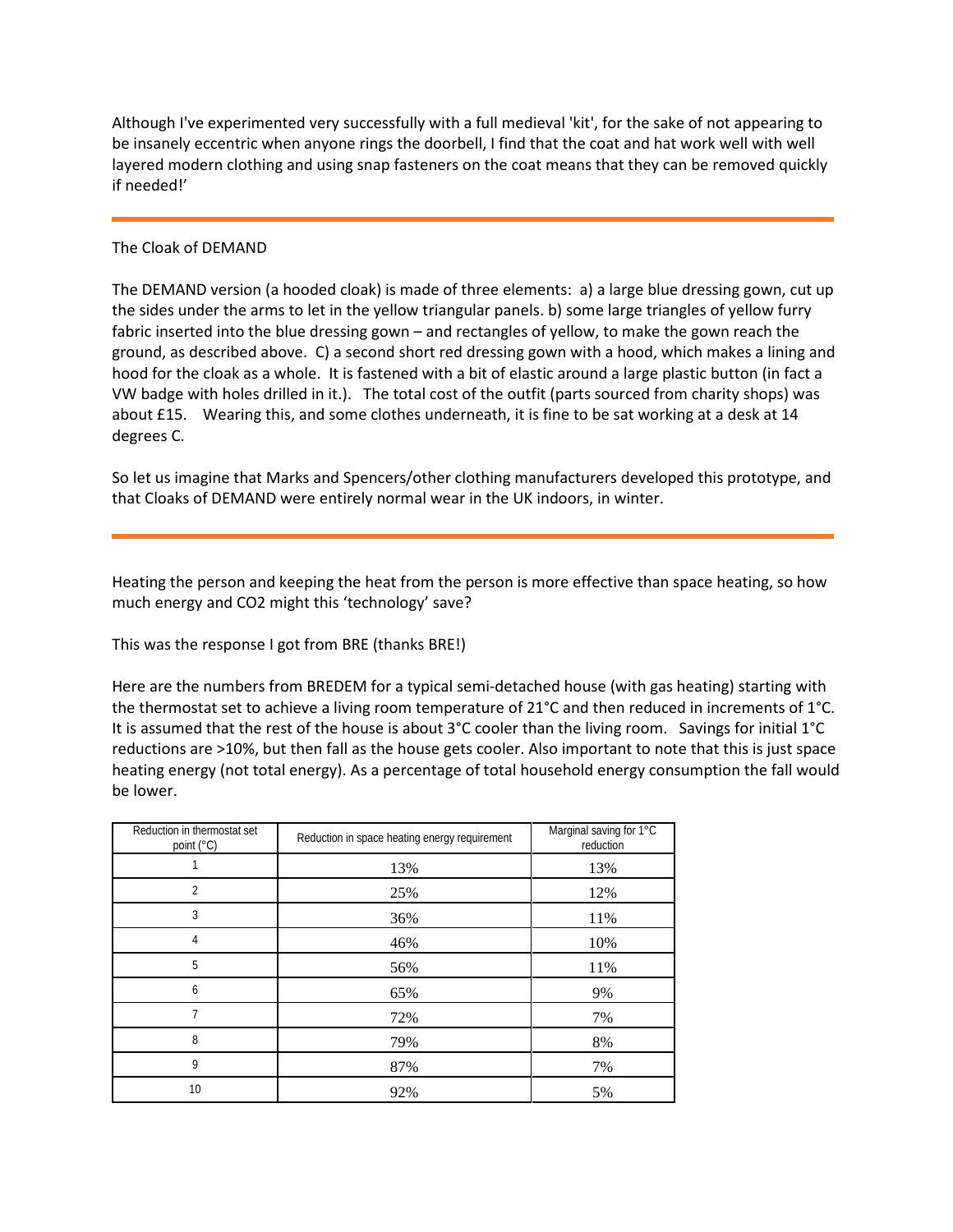Although I've experimented very successfully with a full medieval 'kit', for the sake of not appearing to be insanely eccentric when anyone rings the doorbell, I find that the coat and hat work well with well layered modern clothing and using snap fasteners on the coat means that they can be removed quickly if needed!'

---

The Cloak of DEMAND

The DEMAND version (a hooded cloak) is made of three elements: a) a large blue dressing gown, cut up the sides under the arms to let in the yellow triangular panels. b) some large triangles of yellow furry fabric inserted into the blue dressing gown – and rectangles of yellow, to make the gown reach the ground, as described above. C) a second short red dressing gown with a hood, which makes a lining and hood for the cloak as a whole. It is fastened with a bit of elastic around a large plastic button (in fact a VW badge with holes drilled in it.). The total cost of the outfit (parts sourced from charity shops) was about £15. Wearing this, and some clothes underneath, it is fine to be sat working at a desk at 14 degrees C.

So let us imagine that Marks and Spencers/other clothing manufacturers developed this prototype, and that Cloaks of DEMAND were entirely normal wear in the UK indoors, in winter.

---

Heating the person and keeping the heat from the person is more effective than space heating, so how much energy and $CO_2$ might this 'technology' save?

This was the response I got from BRE (thanks BRE!)

Here are the numbers from BREDEM for a typical semi-detached house (with gas heating) starting with the thermostat set to achieve a living room temperature of 21°C and then reduced in increments of 1°C. It is assumed that the rest of the house is about 3°C cooler than the living room. Savings for initial 1°C reductions are >10%, but then fall as the house gets cooler. Also important to note that this is just space heating energy (not total energy). As a percentage of total household energy consumption the fall would be lower.

| Reduction in thermostat set point (°C) | Reduction in space heating energy requirement | Marginal saving for 1°C reduction |
|---|---|---|
| 1 | 13% | 13% |
| 2 | 25% | 12% |
| 3 | 36% | 11% |
| 4 | 46% | 10% |
| 5 | 56% | 11% |
| 6 | 65% | 9% |
| 7 | 72% | 7% |
| 8 | 79% | 8% |
| 9 | 87% | 7% |
| 10 | 92% | 5% |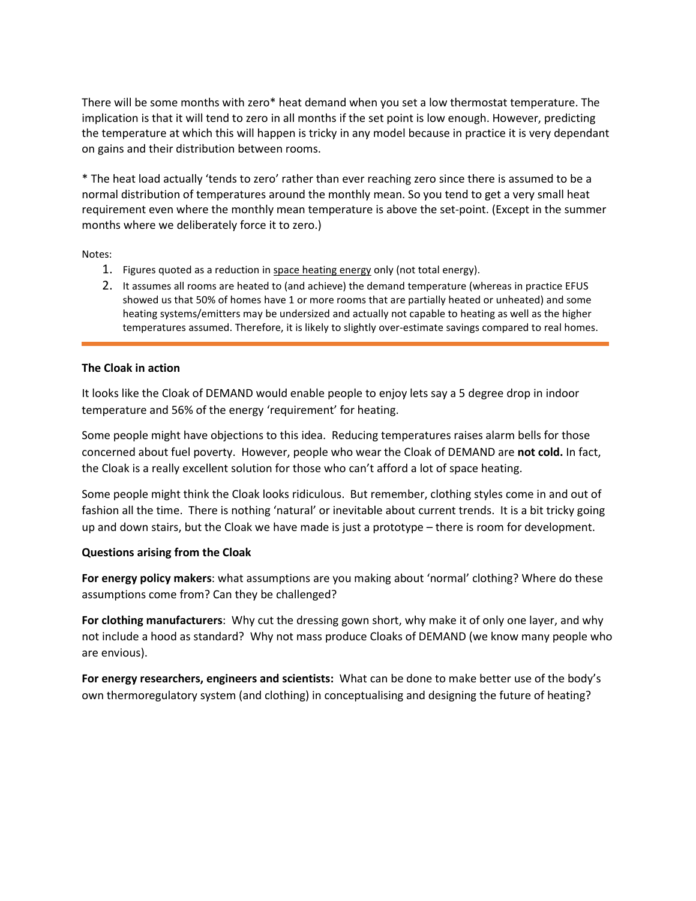There will be some months with zero* heat demand when you set a low thermostat temperature. The implication is that it will tend to zero in all months if the set point is low enough. However, predicting the temperature at which this will happen is tricky in any model because in practice it is very dependant on gains and their distribution between rooms.

* The heat load actually 'tends to zero' rather than ever reaching zero since there is assumed to be a normal distribution of temperatures around the monthly mean. So you tend to get a very small heat requirement even where the monthly mean temperature is above the set-point. (Except in the summer months where we deliberately force it to zero.)

Notes:

1. Figures quoted as a reduction in space heating energy only (not total energy).
2. It assumes all rooms are heated to (and achieve) the demand temperature (whereas in practice EFUS showed us that 50% of homes have 1 or more rooms that are partially heated or unheated) and some heating systems/emitters may be undersized and actually not capable to heating as well as the higher temperatures assumed. Therefore, it is likely to slightly over-estimate savings compared to real homes.

---

**The Cloak in action**

It looks like the Cloak of DEMAND would enable people to enjoy lets say a 5 degree drop in indoor temperature and 56% of the energy 'requirement' for heating.

Some people might have objections to this idea. Reducing temperatures raises alarm bells for those concerned about fuel poverty. However, people who wear the Cloak of DEMAND are **not cold.** In fact, the Cloak is a really excellent solution for those who can't afford a lot of space heating.

Some people might think the Cloak looks ridiculous. But remember, clothing styles come in and out of fashion all the time. There is nothing 'natural' or inevitable about current trends. It is a bit tricky going up and down stairs, but the Cloak we have made is just a prototype – there is room for development.

**Questions arising from the Cloak**

**For energy policy makers**: what assumptions are you making about 'normal' clothing? Where do these assumptions come from? Can they be challenged?

**For clothing manufacturers**: Why cut the dressing gown short, why make it of only one layer, and why not include a hood as standard? Why not mass produce Cloaks of DEMAND (we know many people who are envious).

**For energy researchers, engineers and scientists:** What can be done to make better use of the body's own thermoregulatory system (and clothing) in conceptualising and designing the future of heating?